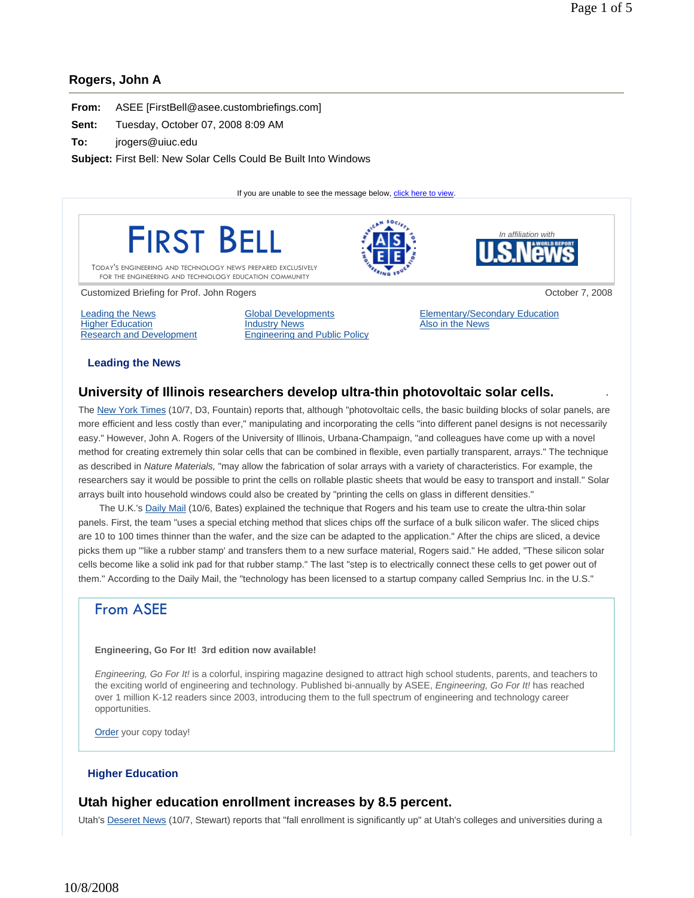## Rogers, John A

**From:** ASEE [FirstBell@asee.custombriefings.com]

**Sent:** Tuesday, October 07, 2008 8:09 AM

**To:** jrogers@uiuc.edu

**Subject:** First Bell: New Solar Cells Could Be Built Into Windows

If you are unable to see the message below, click here to view.

# FIRST BELL

TODAY'S ENGINEERING AND TECHNOLOGY NEWS PREPARED EXCLUSIVELY FOR THE ENGINEERING AND TECHNOLOGY EDUCATION COMMUNITY

*In affiliation with* U.S.News & World Report

Customized Briefing for Prof. John Rogers — October 7, 2008

- Leading the News
- Higher Education
- Research and Development
- Global Developments
- Industry News
- Engineering and Public Policy
- Elementary/Secondary Education
- Also in the News

## Leading the News

### University of Illinois researchers develop ultra-thin photovoltaic solar cells.

The New York Times (10/7, D3, Fountain) reports that, although "photovoltaic cells, the basic building blocks of solar panels, are more efficient and less costly than ever," manipulating and incorporating the cells "into different panel designs is not necessarily easy." However, John A. Rogers of the University of Illinois, Urbana-Champaign, "and colleagues have come up with a novel method for creating extremely thin solar cells that can be combined in flexible, even partially transparent, arrays." The technique as described in *Nature Materials,* "may allow the fabrication of solar arrays with a variety of characteristics. For example, the researchers say it would be possible to print the cells on rollable plastic sheets that would be easy to transport and install." Solar arrays built into household windows could also be created by "printing the cells on glass in different densities."

The U.K.'s Daily Mail (10/6, Bates) explained the technique that Rogers and his team use to create the ultra-thin solar panels. First, the team "uses a special etching method that slices chips off the surface of a bulk silicon wafer. The sliced chips are 10 to 100 times thinner than the wafer, and the size can be adapted to the application." After the chips are sliced, a device picks them up "'like a rubber stamp' and transfers them to a new surface material, Rogers said." He added, "These silicon solar cells become like a solid ink pad for that rubber stamp." The last "step is to electrically connect these cells to get power out of them." According to the Daily Mail, the "technology has been licensed to a startup company called Semprius Inc. in the U.S."

## From ASEE

**Engineering, Go For It! 3rd edition now available!**

*Engineering, Go For It!* is a colorful, inspiring magazine designed to attract high school students, parents, and teachers to the exciting world of engineering and technology. Published bi-annually by ASEE, *Engineering, Go For It!* has reached over 1 million K-12 readers since 2003, introducing them to the full spectrum of engineering and technology career opportunities.

Order your copy today!

## Higher Education

### Utah higher education enrollment increases by 8.5 percent.

Utah's Deseret News (10/7, Stewart) reports that "fall enrollment is significantly up" at Utah's colleges and universities during a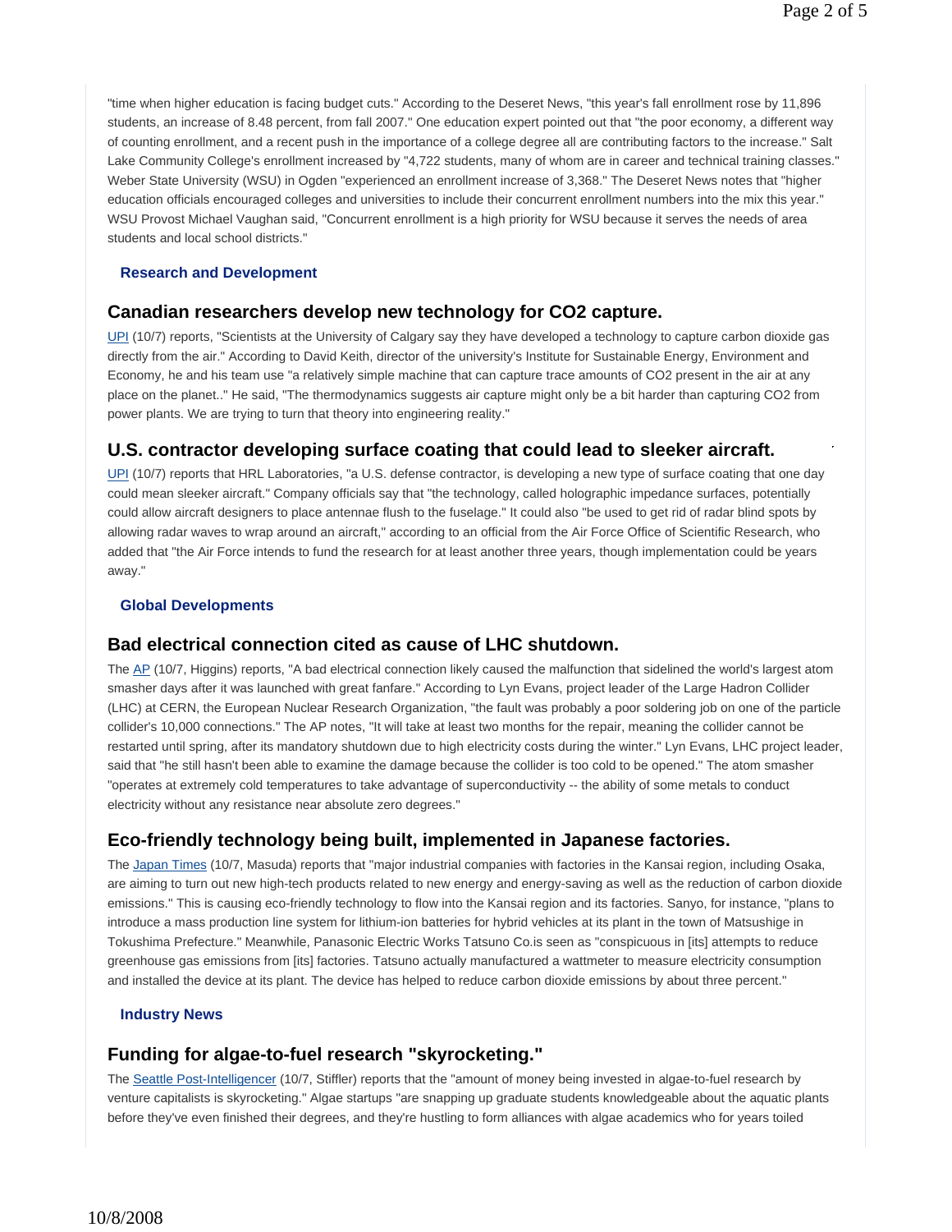"time when higher education is facing budget cuts." According to the Deseret News, "this year's fall enrollment rose by 11,896 students, an increase of 8.48 percent, from fall 2007." One education expert pointed out that "the poor economy, a different way of counting enrollment, and a recent push in the importance of a college degree all are contributing factors to the increase." Salt Lake Community College's enrollment increased by "4,722 students, many of whom are in career and technical training classes." Weber State University (WSU) in Ogden "experienced an enrollment increase of 3,368." The Deseret News notes that "higher education officials encouraged colleges and universities to include their concurrent enrollment numbers into the mix this year." WSU Provost Michael Vaughan said, "Concurrent enrollment is a high priority for WSU because it serves the needs of area students and local school districts."

### Research and Development

## Canadian researchers develop new technology for $CO_2$ capture.

UPI (10/7) reports, "Scientists at the University of Calgary say they have developed a technology to capture carbon dioxide gas directly from the air." According to David Keith, director of the university's Institute for Sustainable Energy, Environment and Economy, he and his team use "a relatively simple machine that can capture trace amounts of $CO_2$ present in the air at any place on the planet.." He said, "The thermodynamics suggests air capture might only be a bit harder than capturing $CO_2$ from power plants. We are trying to turn that theory into engineering reality."

## U.S. contractor developing surface coating that could lead to sleeker aircraft.

UPI (10/7) reports that HRL Laboratories, "a U.S. defense contractor, is developing a new type of surface coating that one day could mean sleeker aircraft." Company officials say that "the technology, called holographic impedance surfaces, potentially could allow aircraft designers to place antennae flush to the fuselage." It could also "be used to get rid of radar blind spots by allowing radar waves to wrap around an aircraft," according to an official from the Air Force Office of Scientific Research, who added that "the Air Force intends to fund the research for at least another three years, though implementation could be years away."

### Global Developments

## Bad electrical connection cited as cause of LHC shutdown.

The AP (10/7, Higgins) reports, "A bad electrical connection likely caused the malfunction that sidelined the world's largest atom smasher days after it was launched with great fanfare." According to Lyn Evans, project leader of the Large Hadron Collider (LHC) at CERN, the European Nuclear Research Organization, "the fault was probably a poor soldering job on one of the particle collider's 10,000 connections." The AP notes, "It will take at least two months for the repair, meaning the collider cannot be restarted until spring, after its mandatory shutdown due to high electricity costs during the winter." Lyn Evans, LHC project leader, said that "he still hasn't been able to examine the damage because the collider is too cold to be opened." The atom smasher "operates at extremely cold temperatures to take advantage of superconductivity -- the ability of some metals to conduct electricity without any resistance near absolute zero degrees."

## Eco-friendly technology being built, implemented in Japanese factories.

The Japan Times (10/7, Masuda) reports that "major industrial companies with factories in the Kansai region, including Osaka, are aiming to turn out new high-tech products related to new energy and energy-saving as well as the reduction of carbon dioxide emissions." This is causing eco-friendly technology to flow into the Kansai region and its factories. Sanyo, for instance, "plans to introduce a mass production line system for lithium-ion batteries for hybrid vehicles at its plant in the town of Matsushige in Tokushima Prefecture." Meanwhile, Panasonic Electric Works Tatsuno Co.is seen as "conspicuous in [its] attempts to reduce greenhouse gas emissions from [its] factories. Tatsuno actually manufactured a wattmeter to measure electricity consumption and installed the device at its plant. The device has helped to reduce carbon dioxide emissions by about three percent."

### Industry News

## Funding for algae-to-fuel research "skyrocketing."

The Seattle Post-Intelligencer (10/7, Stiffler) reports that the "amount of money being invested in algae-to-fuel research by venture capitalists is skyrocketing." Algae startups "are snapping up graduate students knowledgeable about the aquatic plants before they've even finished their degrees, and they're hustling to form alliances with algae academics who for years toiled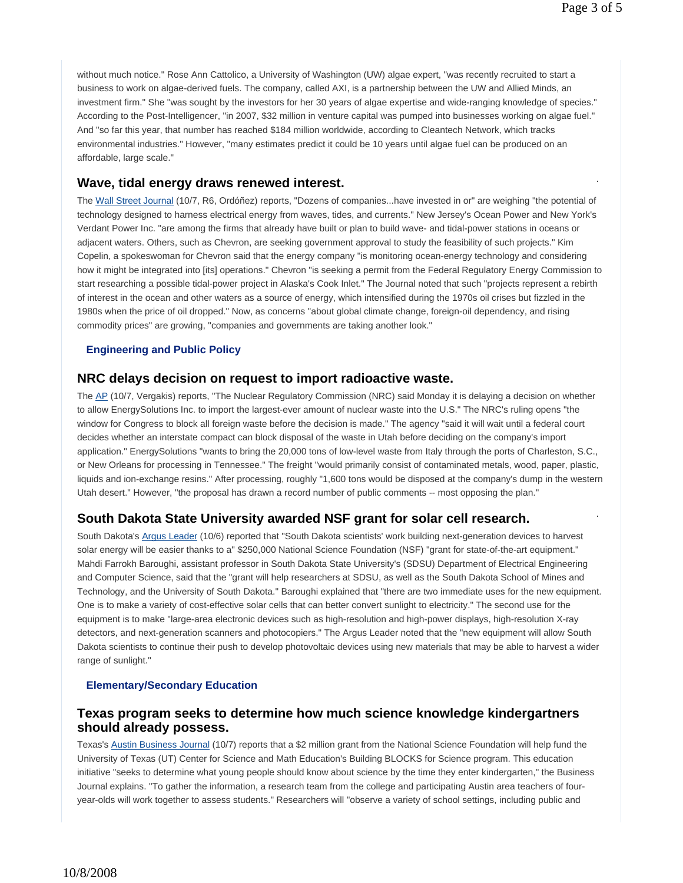without much notice." Rose Ann Cattolico, a University of Washington (UW) algae expert, "was recently recruited to start a business to work on algae-derived fuels. The company, called AXI, is a partnership between the UW and Allied Minds, an investment firm." She "was sought by the investors for her 30 years of algae expertise and wide-ranging knowledge of species." According to the Post-Intelligencer, "in 2007, $32 million in venture capital was pumped into businesses working on algae fuel." And "so far this year, that number has reached $184 million worldwide, according to Cleantech Network, which tracks environmental industries." However, "many estimates predict it could be 10 years until algae fuel can be produced on an affordable, large scale."

## Wave, tidal energy draws renewed interest.

The Wall Street Journal (10/7, R6, Ordóñez) reports, "Dozens of companies...have invested in or" are weighing "the potential of technology designed to harness electrical energy from waves, tides, and currents." New Jersey's Ocean Power and New York's Verdant Power Inc. "are among the firms that already have built or plan to build wave- and tidal-power stations in oceans or adjacent waters. Others, such as Chevron, are seeking government approval to study the feasibility of such projects." Kim Copelin, a spokeswoman for Chevron said that the energy company "is monitoring ocean-energy technology and considering how it might be integrated into [its] operations." Chevron "is seeking a permit from the Federal Regulatory Energy Commission to start researching a possible tidal-power project in Alaska's Cook Inlet." The Journal noted that such "projects represent a rebirth of interest in the ocean and other waters as a source of energy, which intensified during the 1970s oil crises but fizzled in the 1980s when the price of oil dropped." Now, as concerns "about global climate change, foreign-oil dependency, and rising commodity prices" are growing, "companies and governments are taking another look."

### Engineering and Public Policy

## NRC delays decision on request to import radioactive waste.

The AP (10/7, Vergakis) reports, "The Nuclear Regulatory Commission (NRC) said Monday it is delaying a decision on whether to allow EnergySolutions Inc. to import the largest-ever amount of nuclear waste into the U.S." The NRC's ruling opens "the window for Congress to block all foreign waste before the decision is made." The agency "said it will wait until a federal court decides whether an interstate compact can block disposal of the waste in Utah before deciding on the company's import application." EnergySolutions "wants to bring the 20,000 tons of low-level waste from Italy through the ports of Charleston, S.C., or New Orleans for processing in Tennessee." The freight "would primarily consist of contaminated metals, wood, paper, plastic, liquids and ion-exchange resins." After processing, roughly "1,600 tons would be disposed at the company's dump in the western Utah desert." However, "the proposal has drawn a record number of public comments -- most opposing the plan."

## South Dakota State University awarded NSF grant for solar cell research.

South Dakota's Argus Leader (10/6) reported that "South Dakota scientists' work building next-generation devices to harvest solar energy will be easier thanks to a" $250,000 National Science Foundation (NSF) "grant for state-of-the-art equipment." Mahdi Farrokh Baroughi, assistant professor in South Dakota State University's (SDSU) Department of Electrical Engineering and Computer Science, said that the "grant will help researchers at SDSU, as well as the South Dakota School of Mines and Technology, and the University of South Dakota." Baroughi explained that "there are two immediate uses for the new equipment. One is to make a variety of cost-effective solar cells that can better convert sunlight to electricity." The second use for the equipment is to make "large-area electronic devices such as high-resolution and high-power displays, high-resolution X-ray detectors, and next-generation scanners and photocopiers." The Argus Leader noted that the "new equipment will allow South Dakota scientists to continue their push to develop photovoltaic devices using new materials that may be able to harvest a wider range of sunlight."

### Elementary/Secondary Education

## Texas program seeks to determine how much science knowledge kindergartners should already possess.

Texas's Austin Business Journal (10/7) reports that a $2 million grant from the National Science Foundation will help fund the University of Texas (UT) Center for Science and Math Education's Building BLOCKS for Science program. This education initiative "seeks to determine what young people should know about science by the time they enter kindergarten," the Business Journal explains. "To gather the information, a research team from the college and participating Austin area teachers of four-year-olds will work together to assess students." Researchers will "observe a variety of school settings, including public and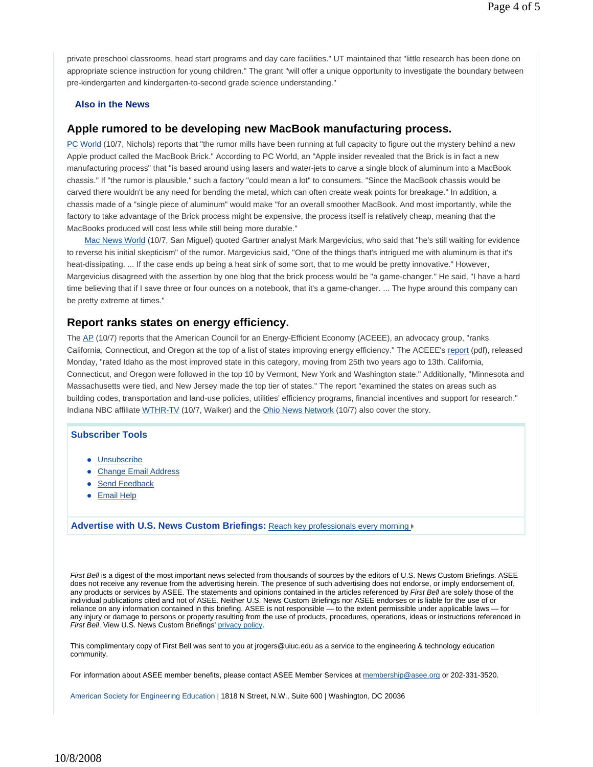private preschool classrooms, head start programs and day care facilities." UT maintained that "little research has been done on appropriate science instruction for young children." The grant "will offer a unique opportunity to investigate the boundary between pre-kindergarten and kindergarten-to-second grade science understanding."

### Also in the News

## Apple rumored to be developing new MacBook manufacturing process.

PC World (10/7, Nichols) reports that "the rumor mills have been running at full capacity to figure out the mystery behind a new Apple product called the MacBook Brick." According to PC World, an "Apple insider revealed that the Brick is in fact a new manufacturing process" that "is based around using lasers and water-jets to carve a single block of aluminum into a MacBook chassis." If "the rumor is plausible," such a factory "could mean a lot" to consumers. "Since the MacBook chassis would be carved there wouldn't be any need for bending the metal, which can often create weak points for breakage." In addition, a chassis made of a "single piece of aluminum" would make "for an overall smoother MacBook. And most importantly, while the factory to take advantage of the Brick process might be expensive, the process itself is relatively cheap, meaning that the MacBooks produced will cost less while still being more durable."

Mac News World (10/7, San Miguel) quoted Gartner analyst Mark Margevicius, who said that "he's still waiting for evidence to reverse his initial skepticism" of the rumor. Margevicius said, "One of the things that's intrigued me with aluminum is that it's heat-dissipating. ... If the case ends up being a heat sink of some sort, that to me would be pretty innovative." However, Margevicius disagreed with the assertion by one blog that the brick process would be "a game-changer." He said, "I have a hard time believing that if I save three or four ounces on a notebook, that it's a game-changer. ... The hype around this company can be pretty extreme at times."

## Report ranks states on energy efficiency.

The AP (10/7) reports that the American Council for an Energy-Efficient Economy (ACEEE), an advocacy group, "ranks California, Connecticut, and Oregon at the top of a list of states improving energy efficiency." The ACEEE's report (pdf), released Monday, "rated Idaho as the most improved state in this category, moving from 25th two years ago to 13th. California, Connecticut, and Oregon were followed in the top 10 by Vermont, New York and Washington state." Additionally, "Minnesota and Massachusetts were tied, and New Jersey made the top tier of states." The report "examined the states on areas such as building codes, transportation and land-use policies, utilities' efficiency programs, financial incentives and support for research." Indiana NBC affiliate WTHR-TV (10/7, Walker) and the Ohio News Network (10/7) also cover the story.

### Subscriber Tools

- Unsubscribe
- Change Email Address
- Send Feedback
- Email Help

**Advertise with U.S. News Custom Briefings:** Reach key professionals every morning

*First Bell* is a digest of the most important news selected from thousands of sources by the editors of U.S. News Custom Briefings. ASEE does not receive any revenue from the advertising herein. The presence of such advertising does not endorse, or imply endorsement of, any products or services by ASEE. The statements and opinions contained in the articles referenced by *First Bell* are solely those of the individual publications cited and not of ASEE. Neither U.S. News Custom Briefings nor ASEE endorses or is liable for the use of or reliance on any information contained in this briefing. ASEE is not responsible — to the extent permissible under applicable laws — for any injury or damage to persons or property resulting from the use of products, procedures, operations, ideas or instructions referenced in *First Bell*. View U.S. News Custom Briefings' privacy policy.

This complimentary copy of First Bell was sent to you at jrogers@uiuc.edu as a service to the engineering & technology education community.

For information about ASEE member benefits, please contact ASEE Member Services at membership@asee.org or 202-331-3520.

American Society for Engineering Education | 1818 N Street, N.W., Suite 600 | Washington, DC 20036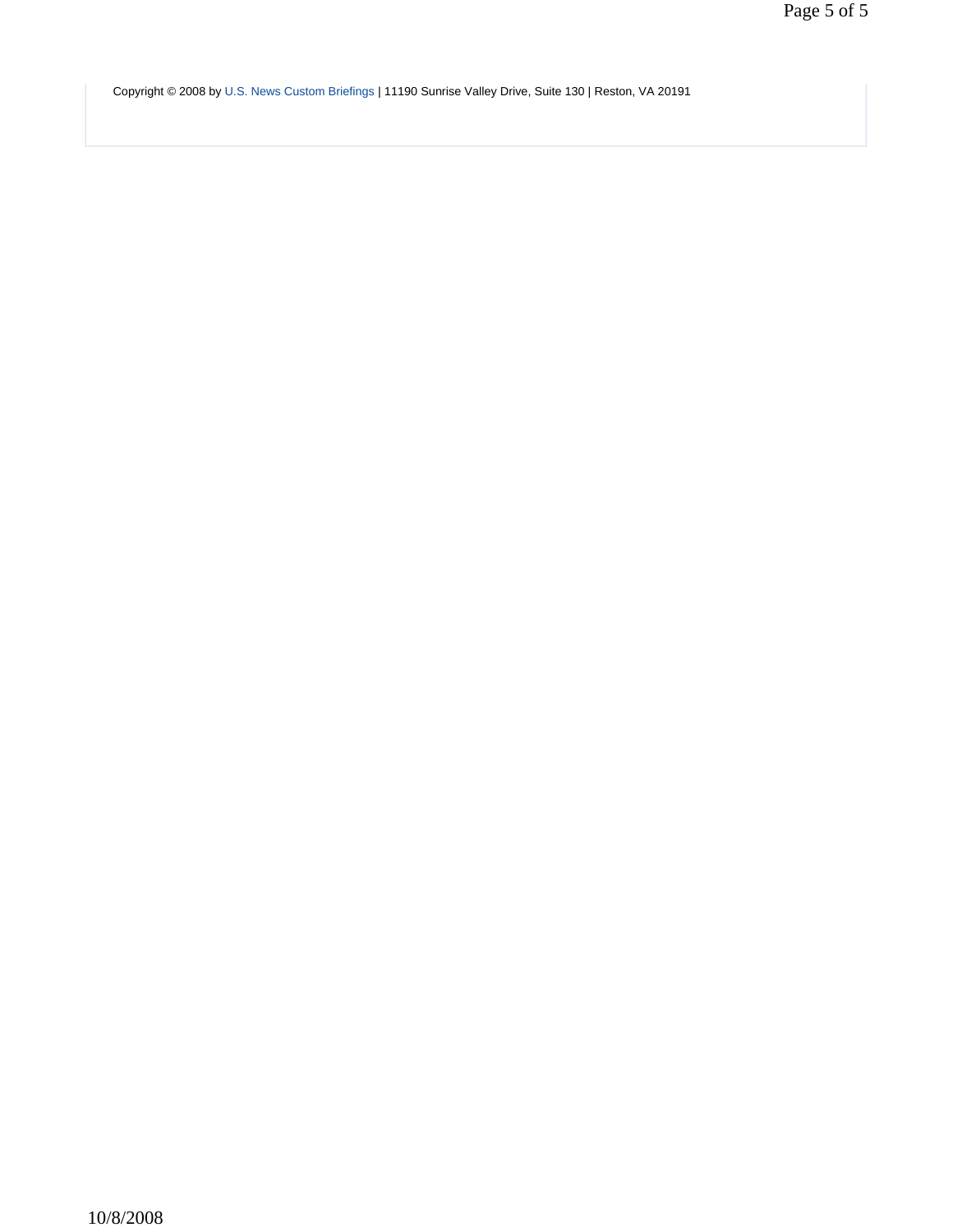Copyright © 2008 by U.S. News Custom Briefings | 11190 Sunrise Valley Drive, Suite 130 | Reston, VA 20191